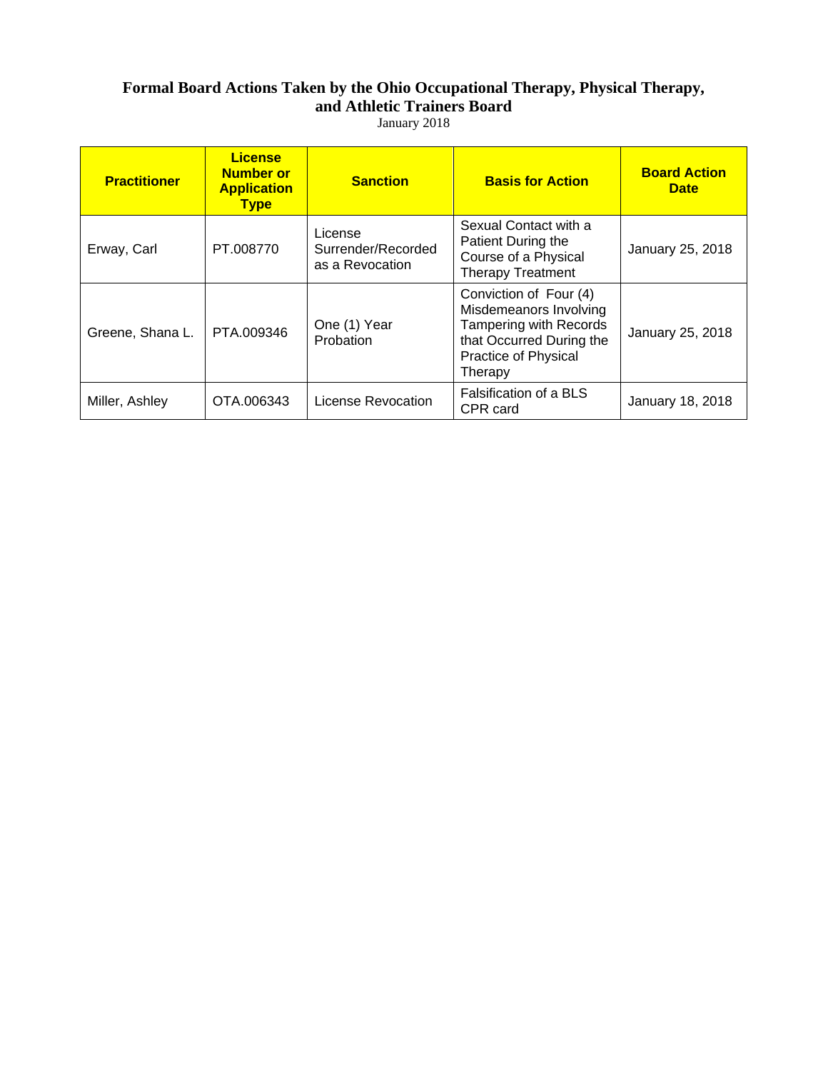# Formal Board Actions Taken by the Ohio Occupational Therapy, Physical Therapy, and Athletic Trainers Board

January 2018

| Practitioner | License Number or Application Type | Sanction | Basis for Action | Board Action Date |
| --- | --- | --- | --- | --- |
| Erway, Carl | PT.008770 | License Surrender/Recorded as a Revocation | Sexual Contact with a Patient During the Course of a Physical Therapy Treatment | January 25, 2018 |
| Greene, Shana L. | PTA.009346 | One (1) Year Probation | Conviction of Four (4) Misdemeanors Involving Tampering with Records that Occurred During the Practice of Physical Therapy | January 25, 2018 |
| Miller, Ashley | OTA.006343 | License Revocation | Falsification of a BLS CPR card | January 18, 2018 |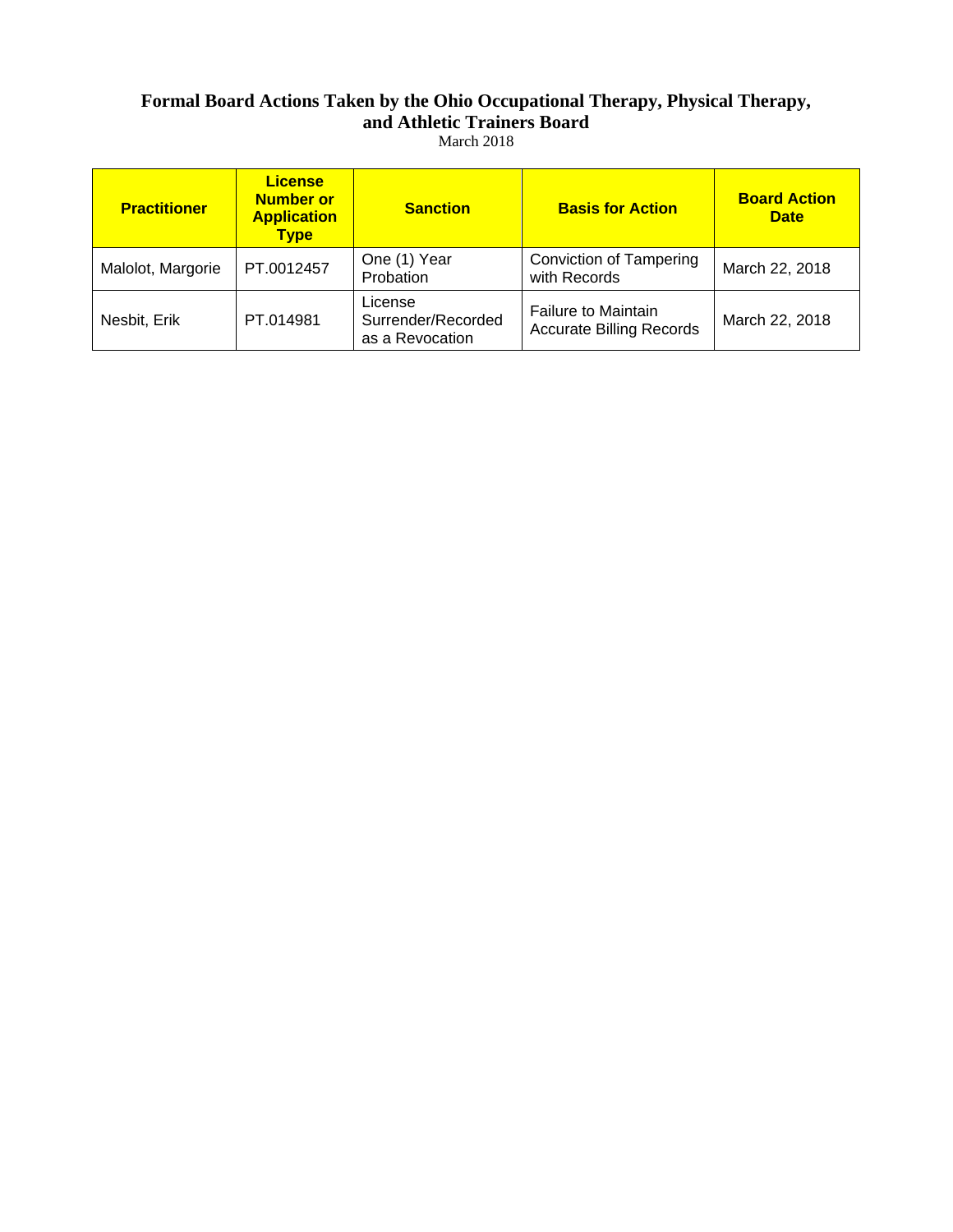**Formal Board Actions Taken by the Ohio Occupational Therapy, Physical Therapy, and Athletic Trainers Board**

March 2018

| Practitioner | License Number or Application Type | Sanction | Basis for Action | Board Action Date |
|---|---|---|---|---|
| Malolot, Margorie | PT.0012457 | One (1) Year Probation | Conviction of Tampering with Records | March 22, 2018 |
| Nesbit, Erik | PT.014981 | License Surrender/Recorded as a Revocation | Failure to Maintain Accurate Billing Records | March 22, 2018 |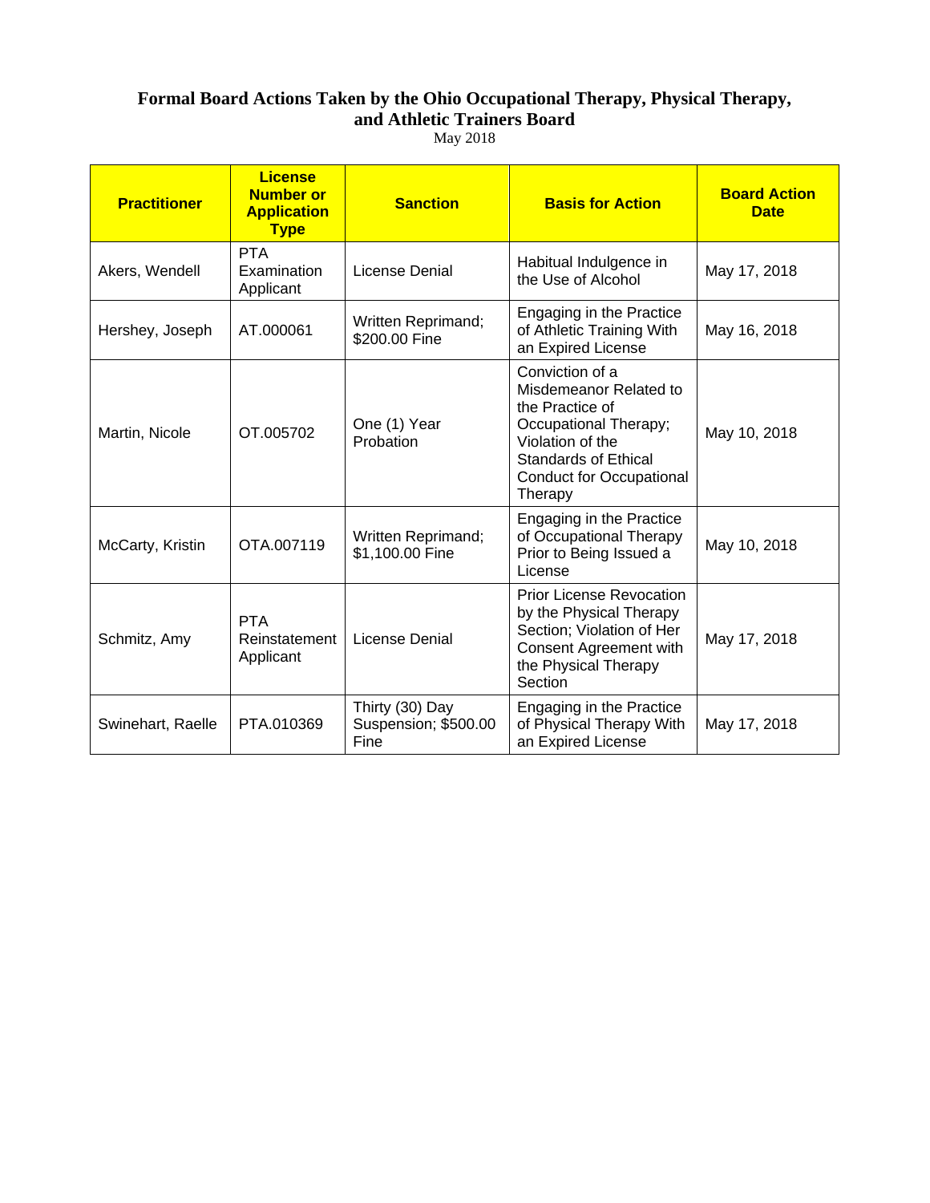**Formal Board Actions Taken by the Ohio Occupational Therapy, Physical Therapy, and Athletic Trainers Board**

May 2018

| Practitioner | License Number or Application Type | Sanction | Basis for Action | Board Action Date |
|---|---|---|---|---|
| Akers, Wendell | PTA Examination Applicant | License Denial | Habitual Indulgence in the Use of Alcohol | May 17, 2018 |
| Hershey, Joseph | AT.000061 | Written Reprimand; $200.00 Fine | Engaging in the Practice of Athletic Training With an Expired License | May 16, 2018 |
| Martin, Nicole | OT.005702 | One (1) Year Probation | Conviction of a Misdemeanor Related to the Practice of Occupational Therapy; Violation of the Standards of Ethical Conduct for Occupational Therapy | May 10, 2018 |
| McCarty, Kristin | OTA.007119 | Written Reprimand; $1,100.00 Fine | Engaging in the Practice of Occupational Therapy Prior to Being Issued a License | May 10, 2018 |
| Schmitz, Amy | PTA Reinstatement Applicant | License Denial | Prior License Revocation by the Physical Therapy Section; Violation of Her Consent Agreement with the Physical Therapy Section | May 17, 2018 |
| Swinehart, Raelle | PTA.010369 | Thirty (30) Day Suspension; $500.00 Fine | Engaging in the Practice of Physical Therapy With an Expired License | May 17, 2018 |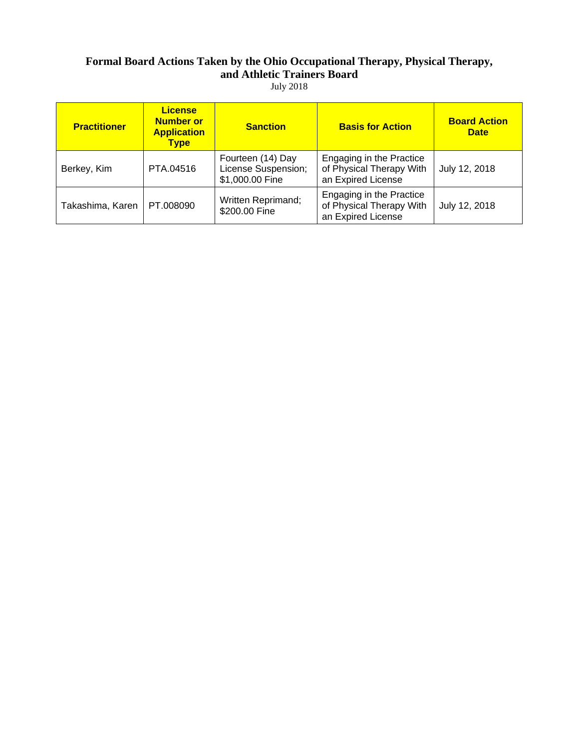# Formal Board Actions Taken by the Ohio Occupational Therapy, Physical Therapy, and Athletic Trainers Board

July 2018

| Practitioner | License Number or Application Type | Sanction | Basis for Action | Board Action Date |
|---|---|---|---|---|
| Berkey, Kim | PTA.04516 | Fourteen (14) Day License Suspension; $1,000.00 Fine | Engaging in the Practice of Physical Therapy With an Expired License | July 12, 2018 |
| Takashima, Karen | PT.008090 | Written Reprimand; $200.00 Fine | Engaging in the Practice of Physical Therapy With an Expired License | July 12, 2018 |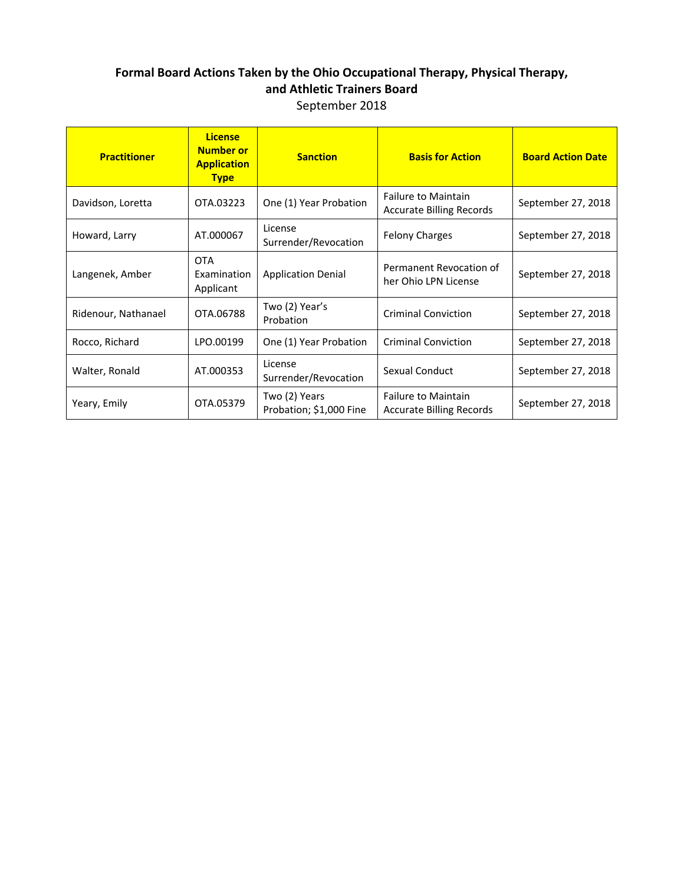**Formal Board Actions Taken by the Ohio Occupational Therapy, Physical Therapy, and Athletic Trainers Board**

September 2018

| Practitioner | License Number or Application Type | Sanction | Basis for Action | Board Action Date |
|---|---|---|---|---|
| Davidson, Loretta | OTA.03223 | One (1) Year Probation | Failure to Maintain Accurate Billing Records | September 27, 2018 |
| Howard, Larry | AT.000067 | License Surrender/Revocation | Felony Charges | September 27, 2018 |
| Langenek, Amber | OTA Examination Applicant | Application Denial | Permanent Revocation of her Ohio LPN License | September 27, 2018 |
| Ridenour, Nathanael | OTA.06788 | Two (2) Year's Probation | Criminal Conviction | September 27, 2018 |
| Rocco, Richard | LPO.00199 | One (1) Year Probation | Criminal Conviction | September 27, 2018 |
| Walter, Ronald | AT.000353 | License Surrender/Revocation | Sexual Conduct | September 27, 2018 |
| Yeary, Emily | OTA.05379 | Two (2) Years Probation; $1,000 Fine | Failure to Maintain Accurate Billing Records | September 27, 2018 |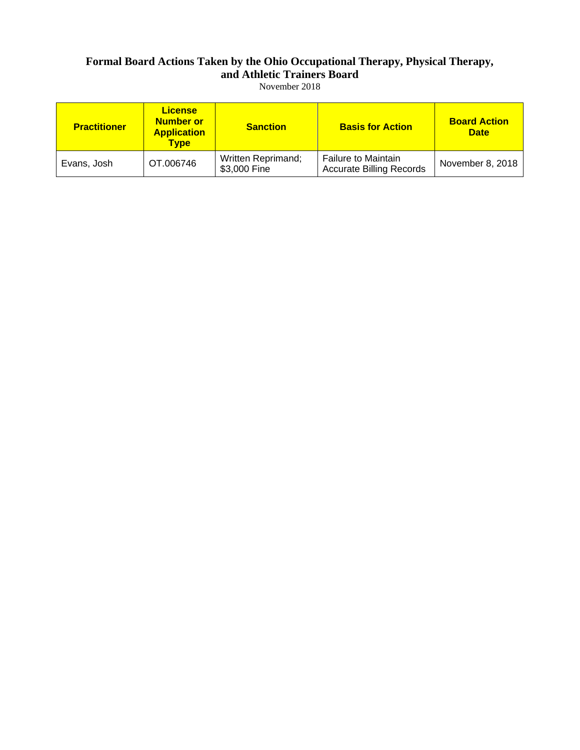**Formal Board Actions Taken by the Ohio Occupational Therapy, Physical Therapy, and Athletic Trainers Board**

November 2018

| Practitioner | License Number or Application Type | Sanction | Basis for Action | Board Action Date |
|---|---|---|---|---|
| Evans, Josh | OT.006746 | Written Reprimand; $3,000 Fine | Failure to Maintain Accurate Billing Records | November 8, 2018 |